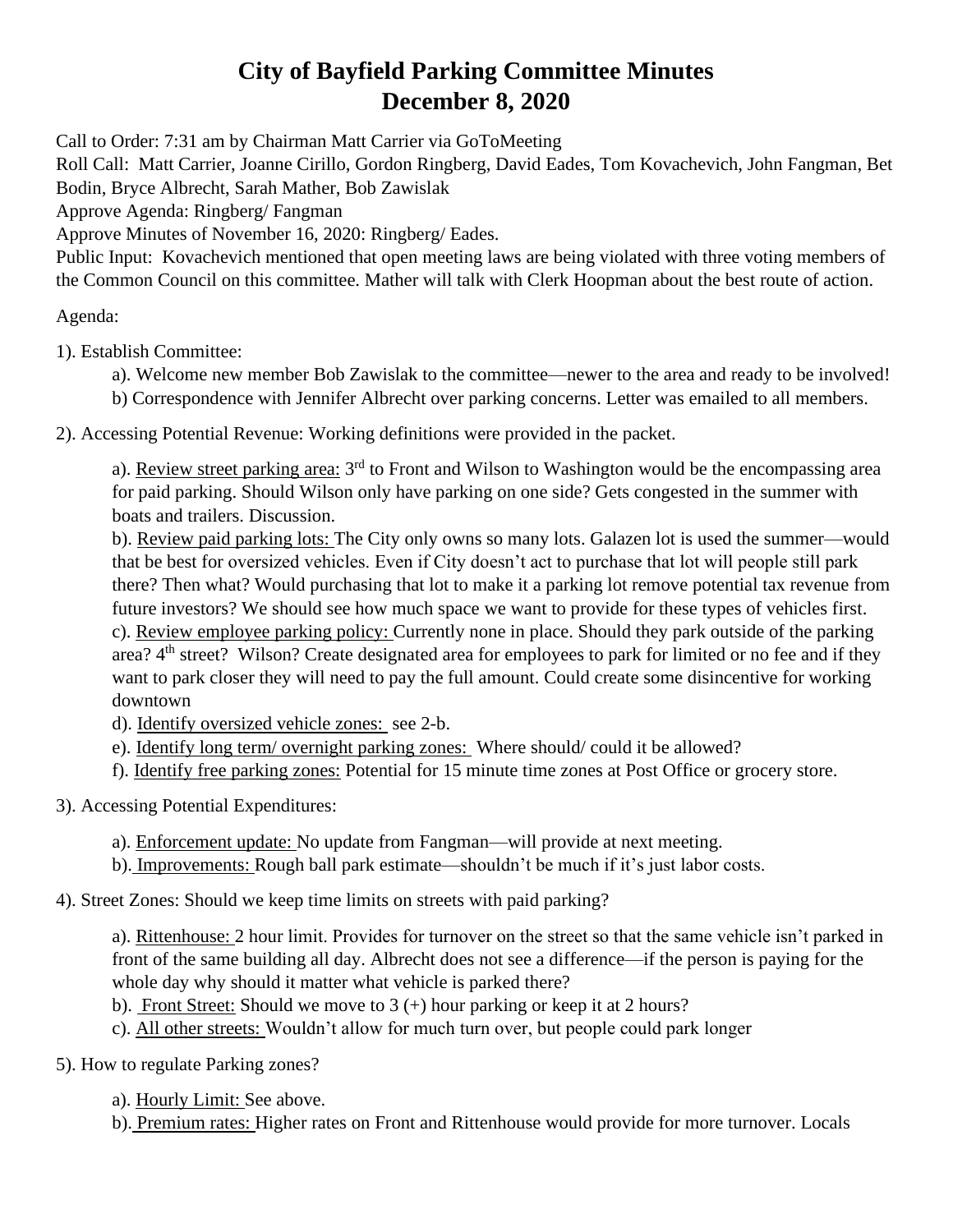# City of Bayfield Parking Committee Minutes
# December 8, 2020

Call to Order: 7:31 am by Chairman Matt Carrier via GoToMeeting

Roll Call: Matt Carrier, Joanne Cirillo, Gordon Ringberg, David Eades, Tom Kovachevich, John Fangman, Bet Bodin, Bryce Albrecht, Sarah Mather, Bob Zawislak

Approve Agenda: Ringberg/ Fangman

Approve Minutes of November 16, 2020: Ringberg/ Eades.

Public Input: Kovachevich mentioned that open meeting laws are being violated with three voting members of the Common Council on this committee. Mather will talk with Clerk Hoopman about the best route of action.

Agenda:

1). Establish Committee:

- a). Welcome new member Bob Zawislak to the committee—newer to the area and ready to be involved!
- b) Correspondence with Jennifer Albrecht over parking concerns. Letter was emailed to all members.

2). Accessing Potential Revenue: Working definitions were provided in the packet.

- a). Review street parking area: 3rd to Front and Wilson to Washington would be the encompassing area for paid parking. Should Wilson only have parking on one side? Gets congested in the summer with boats and trailers. Discussion.
- b). Review paid parking lots: The City only owns so many lots. Galazen lot is used the summer—would that be best for oversized vehicles. Even if City doesn't act to purchase that lot will people still park there? Then what? Would purchasing that lot to make it a parking lot remove potential tax revenue from future investors? We should see how much space we want to provide for these types of vehicles first.
- c). Review employee parking policy: Currently none in place. Should they park outside of the parking area? 4th street? Wilson? Create designated area for employees to park for limited or no fee and if they want to park closer they will need to pay the full amount. Could create some disincentive for working downtown
- d). Identify oversized vehicle zones: see 2-b.
- e). Identify long term/ overnight parking zones: Where should/ could it be allowed?
- f). Identify free parking zones: Potential for 15 minute time zones at Post Office or grocery store.

3). Accessing Potential Expenditures:

- a). Enforcement update: No update from Fangman—will provide at next meeting.
- b). Improvements: Rough ball park estimate—shouldn't be much if it's just labor costs.

4). Street Zones: Should we keep time limits on streets with paid parking?

- a). Rittenhouse: 2 hour limit. Provides for turnover on the street so that the same vehicle isn't parked in front of the same building all day. Albrecht does not see a difference—if the person is paying for the whole day why should it matter what vehicle is parked there?
- b). Front Street: Should we move to 3 (+) hour parking or keep it at 2 hours?
- c). All other streets: Wouldn't allow for much turn over, but people could park longer

5). How to regulate Parking zones?

- a). Hourly Limit: See above.
- b). Premium rates: Higher rates on Front and Rittenhouse would provide for more turnover. Locals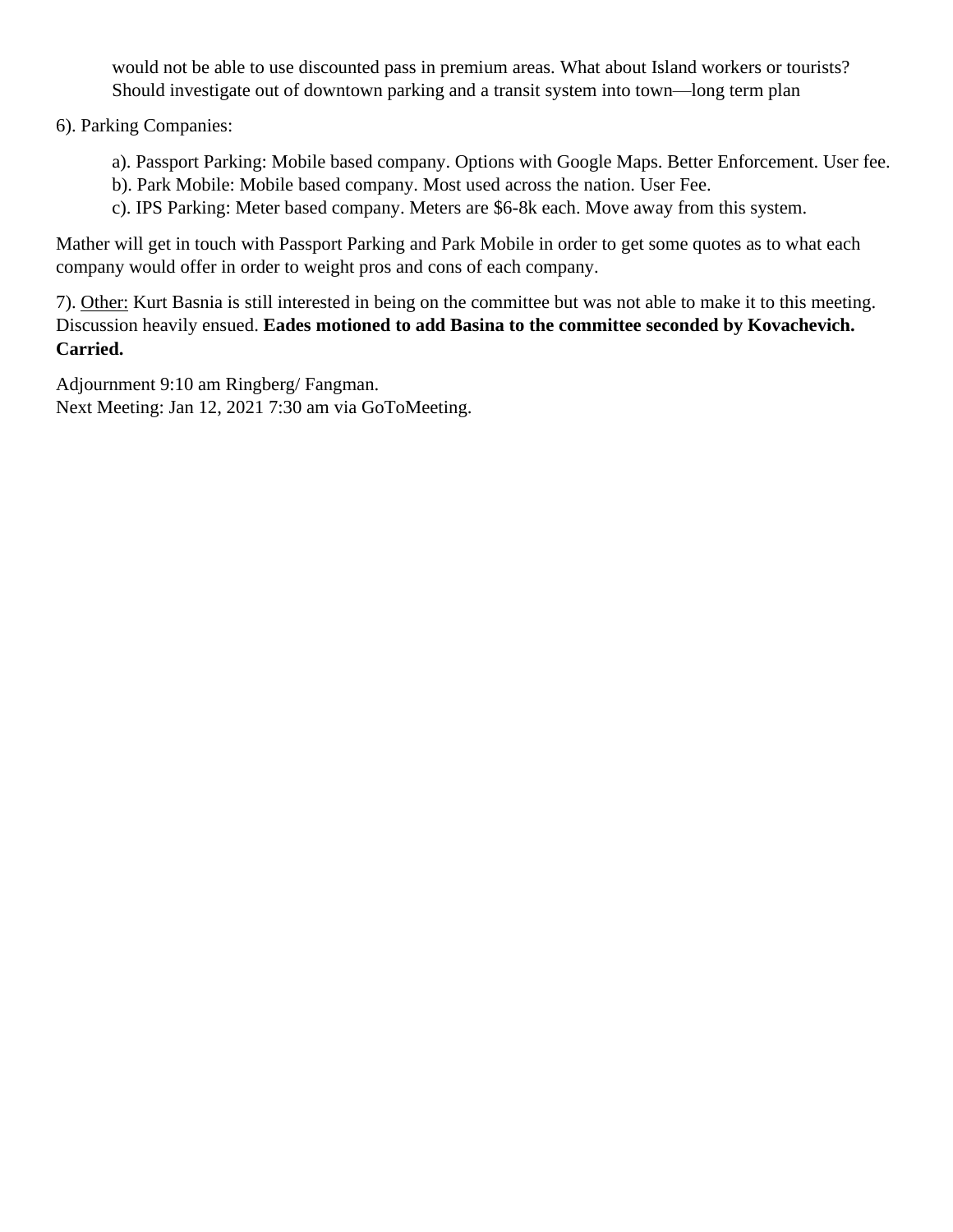would not be able to use discounted pass in premium areas. What about Island workers or tourists? Should investigate out of downtown parking and a transit system into town—long term plan

6). Parking Companies:

a). Passport Parking: Mobile based company. Options with Google Maps. Better Enforcement. User fee.
b). Park Mobile: Mobile based company. Most used across the nation. User Fee.
c). IPS Parking: Meter based company. Meters are $6-8k each. Move away from this system.

Mather will get in touch with Passport Parking and Park Mobile in order to get some quotes as to what each company would offer in order to weight pros and cons of each company.

7). Other: Kurt Basnia is still interested in being on the committee but was not able to make it to this meeting. Discussion heavily ensued. **Eades motioned to add Basina to the committee seconded by Kovachevich. Carried.**

Adjournment 9:10 am Ringberg/ Fangman.
Next Meeting: Jan 12, 2021 7:30 am via GoToMeeting.